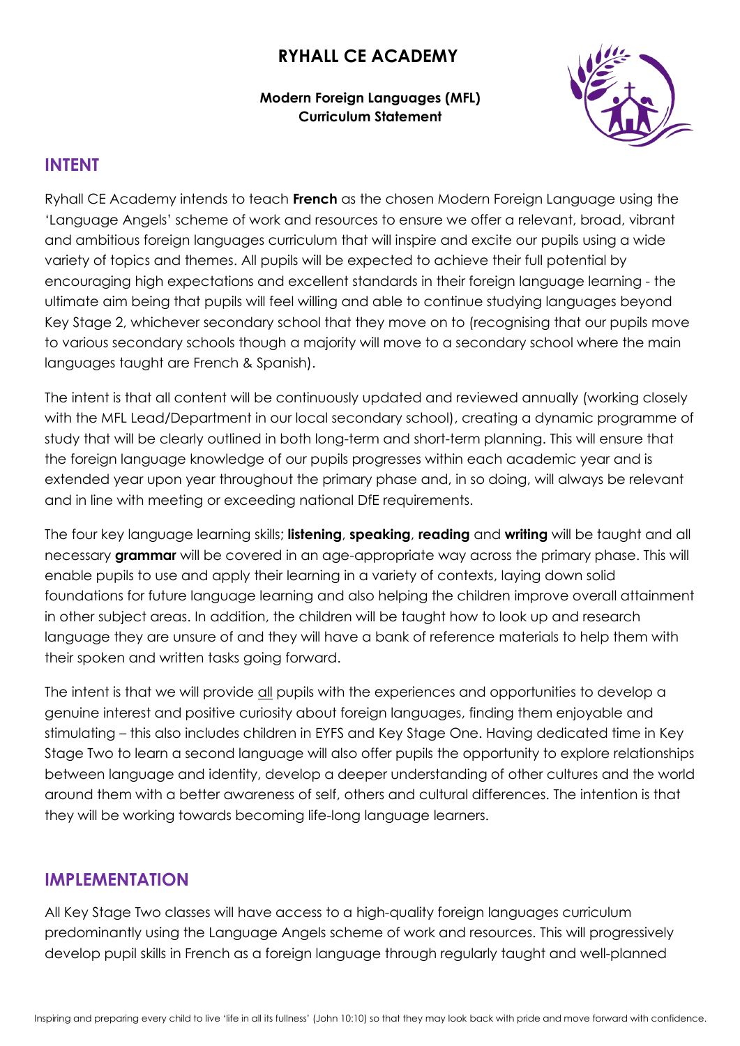# RYHALL CE ACADEMY

**Modern Foreign Languages (MFL) Curriculum Statement**

## INTENT

Ryhall CE Academy intends to teach **French** as the chosen Modern Foreign Language using the 'Language Angels' scheme of work and resources to ensure we offer a relevant, broad, vibrant and ambitious foreign languages curriculum that will inspire and excite our pupils using a wide variety of topics and themes. All pupils will be expected to achieve their full potential by encouraging high expectations and excellent standards in their foreign language learning - the ultimate aim being that pupils will feel willing and able to continue studying languages beyond Key Stage 2, whichever secondary school that they move on to (recognising that our pupils move to various secondary schools though a majority will move to a secondary school where the main languages taught are French & Spanish).

The intent is that all content will be continuously updated and reviewed annually (working closely with the MFL Lead/Department in our local secondary school), creating a dynamic programme of study that will be clearly outlined in both long-term and short-term planning. This will ensure that the foreign language knowledge of our pupils progresses within each academic year and is extended year upon year throughout the primary phase and, in so doing, will always be relevant and in line with meeting or exceeding national DfE requirements.

The four key language learning skills; **listening**, **speaking**, **reading** and **writing** will be taught and all necessary **grammar** will be covered in an age-appropriate way across the primary phase. This will enable pupils to use and apply their learning in a variety of contexts, laying down solid foundations for future language learning and also helping the children improve overall attainment in other subject areas. In addition, the children will be taught how to look up and research language they are unsure of and they will have a bank of reference materials to help them with their spoken and written tasks going forward.

The intent is that we will provide all pupils with the experiences and opportunities to develop a genuine interest and positive curiosity about foreign languages, finding them enjoyable and stimulating – this also includes children in EYFS and Key Stage One. Having dedicated time in Key Stage Two to learn a second language will also offer pupils the opportunity to explore relationships between language and identity, develop a deeper understanding of other cultures and the world around them with a better awareness of self, others and cultural differences. The intention is that they will be working towards becoming life-long language learners.

## IMPLEMENTATION

All Key Stage Two classes will have access to a high-quality foreign languages curriculum predominantly using the Language Angels scheme of work and resources. This will progressively develop pupil skills in French as a foreign language through regularly taught and well-planned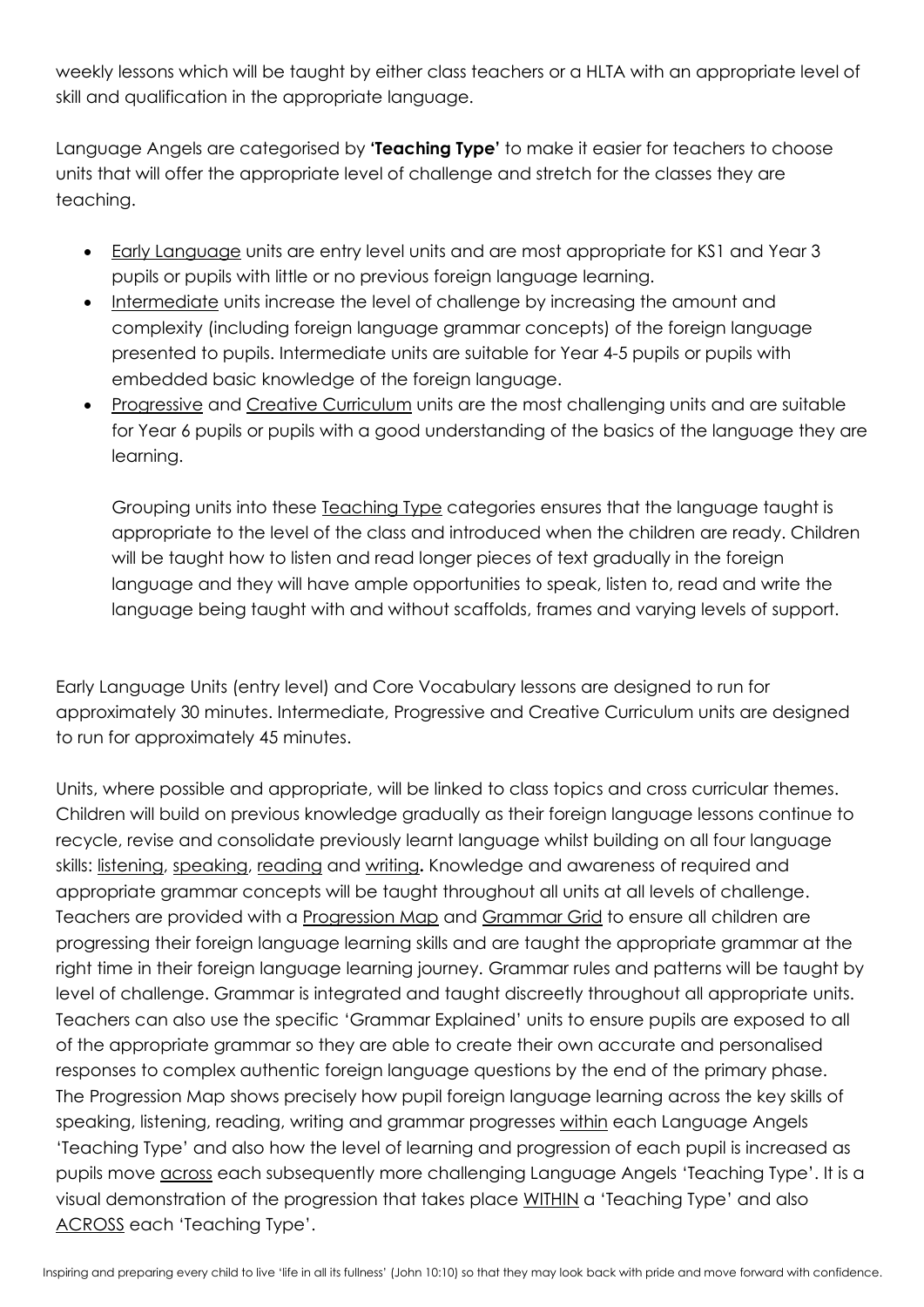weekly lessons which will be taught by either class teachers or a HLTA with an appropriate level of skill and qualification in the appropriate language.

Language Angels are categorised by **'Teaching Type'** to make it easier for teachers to choose units that will offer the appropriate level of challenge and stretch for the classes they are teaching.

- Early Language units are entry level units and are most appropriate for KS1 and Year 3 pupils or pupils with little or no previous foreign language learning.
- Intermediate units increase the level of challenge by increasing the amount and complexity (including foreign language grammar concepts) of the foreign language presented to pupils. Intermediate units are suitable for Year 4-5 pupils or pupils with embedded basic knowledge of the foreign language.
- Progressive and Creative Curriculum units are the most challenging units and are suitable for Year 6 pupils or pupils with a good understanding of the basics of the language they are learning.

  Grouping units into these Teaching Type categories ensures that the language taught is appropriate to the level of the class and introduced when the children are ready. Children will be taught how to listen and read longer pieces of text gradually in the foreign language and they will have ample opportunities to speak, listen to, read and write the language being taught with and without scaffolds, frames and varying levels of support.

Early Language Units (entry level) and Core Vocabulary lessons are designed to run for approximately 30 minutes. Intermediate, Progressive and Creative Curriculum units are designed to run for approximately 45 minutes.

Units, where possible and appropriate, will be linked to class topics and cross curricular themes. Children will build on previous knowledge gradually as their foreign language lessons continue to recycle, revise and consolidate previously learnt language whilst building on all four language skills: listening, speaking, reading and writing**.** Knowledge and awareness of required and appropriate grammar concepts will be taught throughout all units at all levels of challenge. Teachers are provided with a Progression Map and Grammar Grid to ensure all children are progressing their foreign language learning skills and are taught the appropriate grammar at the right time in their foreign language learning journey. Grammar rules and patterns will be taught by level of challenge. Grammar is integrated and taught discreetly throughout all appropriate units. Teachers can also use the specific 'Grammar Explained' units to ensure pupils are exposed to all of the appropriate grammar so they are able to create their own accurate and personalised responses to complex authentic foreign language questions by the end of the primary phase. The Progression Map shows precisely how pupil foreign language learning across the key skills of speaking, listening, reading, writing and grammar progresses within each Language Angels 'Teaching Type' and also how the level of learning and progression of each pupil is increased as pupils move across each subsequently more challenging Language Angels 'Teaching Type'. It is a visual demonstration of the progression that takes place WITHIN a 'Teaching Type' and also ACROSS each 'Teaching Type'.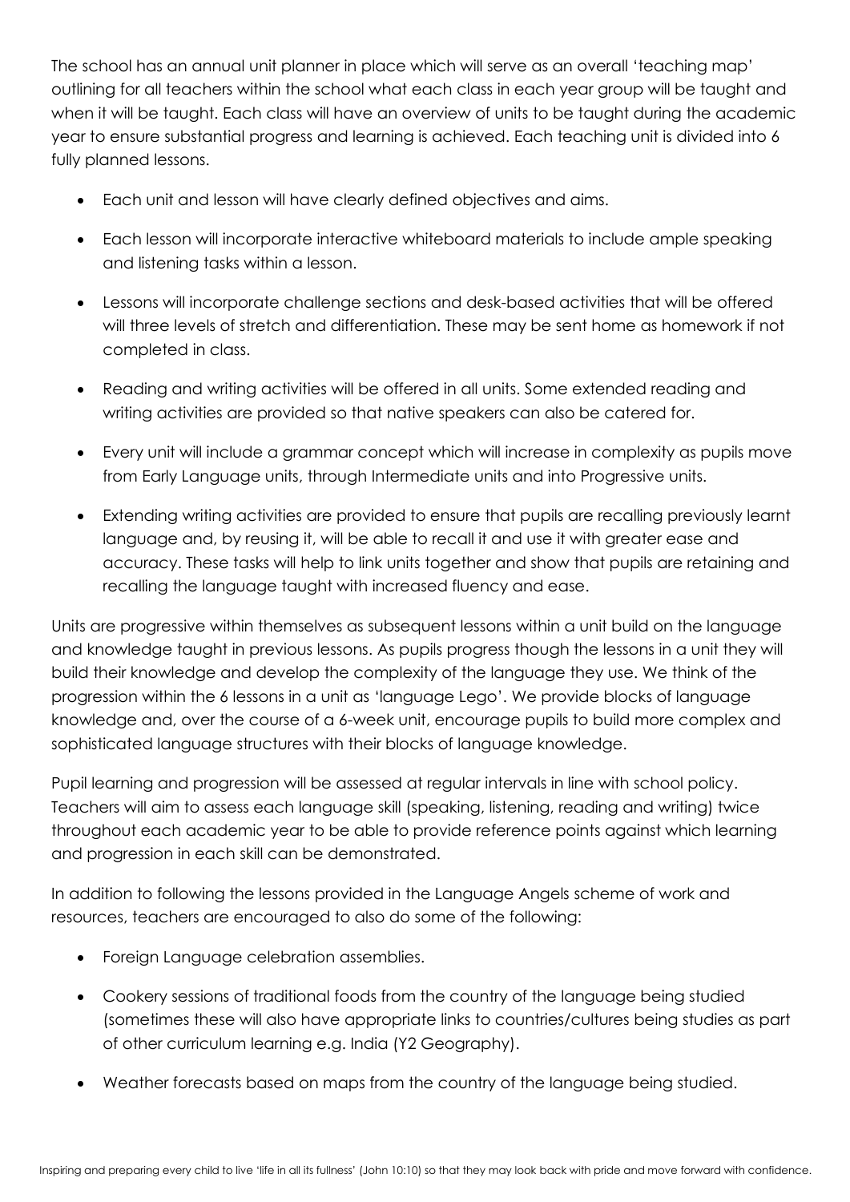The school has an annual unit planner in place which will serve as an overall 'teaching map' outlining for all teachers within the school what each class in each year group will be taught and when it will be taught. Each class will have an overview of units to be taught during the academic year to ensure substantial progress and learning is achieved. Each teaching unit is divided into 6 fully planned lessons.

- Each unit and lesson will have clearly defined objectives and aims.
- Each lesson will incorporate interactive whiteboard materials to include ample speaking and listening tasks within a lesson.
- Lessons will incorporate challenge sections and desk-based activities that will be offered will three levels of stretch and differentiation. These may be sent home as homework if not completed in class.
- Reading and writing activities will be offered in all units. Some extended reading and writing activities are provided so that native speakers can also be catered for.
- Every unit will include a grammar concept which will increase in complexity as pupils move from Early Language units, through Intermediate units and into Progressive units.
- Extending writing activities are provided to ensure that pupils are recalling previously learnt language and, by reusing it, will be able to recall it and use it with greater ease and accuracy. These tasks will help to link units together and show that pupils are retaining and recalling the language taught with increased fluency and ease.

Units are progressive within themselves as subsequent lessons within a unit build on the language and knowledge taught in previous lessons. As pupils progress though the lessons in a unit they will build their knowledge and develop the complexity of the language they use. We think of the progression within the 6 lessons in a unit as 'language Lego'. We provide blocks of language knowledge and, over the course of a 6-week unit, encourage pupils to build more complex and sophisticated language structures with their blocks of language knowledge.

Pupil learning and progression will be assessed at regular intervals in line with school policy. Teachers will aim to assess each language skill (speaking, listening, reading and writing) twice throughout each academic year to be able to provide reference points against which learning and progression in each skill can be demonstrated.

In addition to following the lessons provided in the Language Angels scheme of work and resources, teachers are encouraged to also do some of the following:

- Foreign Language celebration assemblies.
- Cookery sessions of traditional foods from the country of the language being studied (sometimes these will also have appropriate links to countries/cultures being studies as part of other curriculum learning e.g. India (Y2 Geography).
- Weather forecasts based on maps from the country of the language being studied.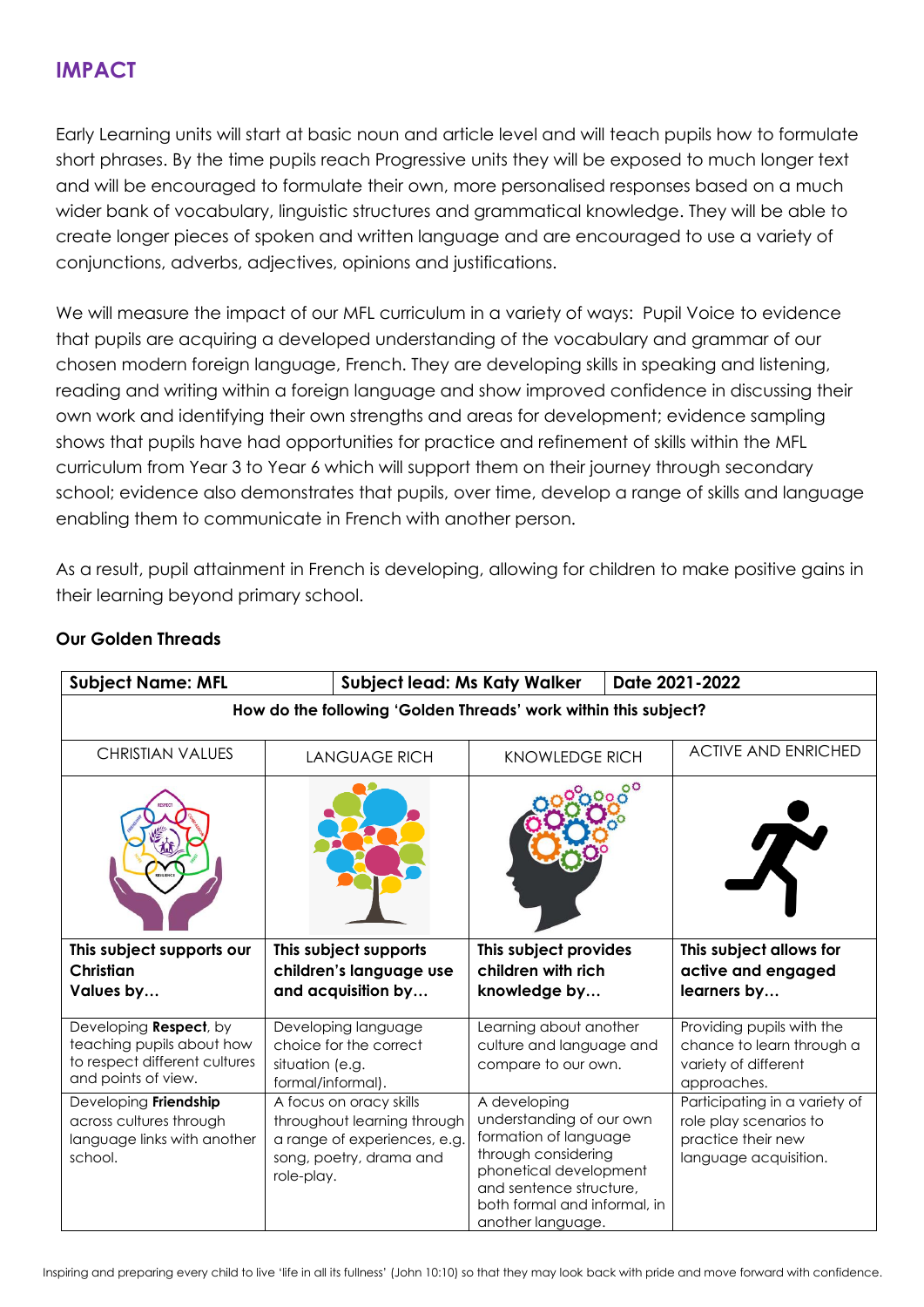## IMPACT

Early Learning units will start at basic noun and article level and will teach pupils how to formulate short phrases. By the time pupils reach Progressive units they will be exposed to much longer text and will be encouraged to formulate their own, more personalised responses based on a much wider bank of vocabulary, linguistic structures and grammatical knowledge. They will be able to create longer pieces of spoken and written language and are encouraged to use a variety of conjunctions, adverbs, adjectives, opinions and justifications.

We will measure the impact of our MFL curriculum in a variety of ways: Pupil Voice to evidence that pupils are acquiring a developed understanding of the vocabulary and grammar of our chosen modern foreign language, French. They are developing skills in speaking and listening, reading and writing within a foreign language and show improved confidence in discussing their own work and identifying their own strengths and areas for development; evidence sampling shows that pupils have had opportunities for practice and refinement of skills within the MFL curriculum from Year 3 to Year 6 which will support them on their journey through secondary school; evidence also demonstrates that pupils, over time, develop a range of skills and language enabling them to communicate in French with another person.

As a result, pupil attainment in French is developing, allowing for children to make positive gains in their learning beyond primary school.

**Our Golden Threads**

| **Subject Name: MFL** | **Subject lead: Ms Katy Walker** | | **Date 2021-2022** |
|---|---|---|---|
| **How do the following 'Golden Threads' work within this subject?** | | | |
| CHRISTIAN VALUES | LANGUAGE RICH | KNOWLEDGE RICH | ACTIVE AND ENRICHED |
| **This subject supports our Christian Values by…** | **This subject supports children's language use and acquisition by…** | **This subject provides children with rich knowledge by…** | **This subject allows for active and engaged learners by…** |
| Developing **Respect**, by teaching pupils about how to respect different cultures and points of view. | Developing language choice for the correct situation (e.g. formal/informal). | Learning about another culture and language and compare to our own. | Providing pupils with the chance to learn through a variety of different approaches. |
| Developing **Friendship** across cultures through language links with another school. | A focus on oracy skills throughout learning through a range of experiences, e.g. song, poetry, drama and role-play. | A developing understanding of our own formation of language through considering phonetical development and sentence structure, both formal and informal, in another language. | Participating in a variety of role play scenarios to practice their new language acquisition. |

Inspiring and preparing every child to live 'life in all its fullness' (John 10:10) so that they may look back with pride and move forward with confidence.